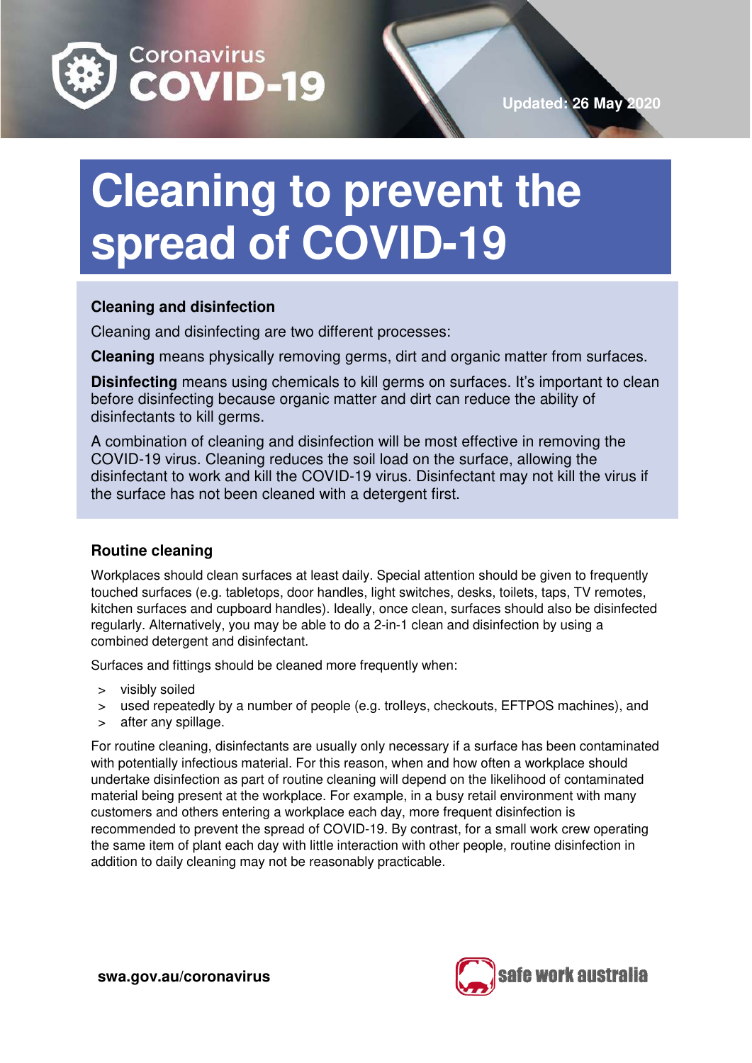Coronavirus COVID-19

Updated: 26 May 2020

# Cleaning to prevent the spread of COVID-19

## Cleaning and disinfection

Cleaning and disinfecting are two different processes:

**Cleaning** means physically removing germs, dirt and organic matter from surfaces.

**Disinfecting** means using chemicals to kill germs on surfaces. It's important to clean before disinfecting because organic matter and dirt can reduce the ability of disinfectants to kill germs.

A combination of cleaning and disinfection will be most effective in removing the COVID-19 virus. Cleaning reduces the soil load on the surface, allowing the disinfectant to work and kill the COVID-19 virus. Disinfectant may not kill the virus if the surface has not been cleaned with a detergent first.

## Routine cleaning

Workplaces should clean surfaces at least daily. Special attention should be given to frequently touched surfaces (e.g. tabletops, door handles, light switches, desks, toilets, taps, TV remotes, kitchen surfaces and cupboard handles). Ideally, once clean, surfaces should also be disinfected regularly. Alternatively, you may be able to do a 2-in-1 clean and disinfection by using a combined detergent and disinfectant.

Surfaces and fittings should be cleaned more frequently when:

- visibly soiled
- used repeatedly by a number of people (e.g. trolleys, checkouts, EFTPOS machines), and
- after any spillage.

For routine cleaning, disinfectants are usually only necessary if a surface has been contaminated with potentially infectious material. For this reason, when and how often a workplace should undertake disinfection as part of routine cleaning will depend on the likelihood of contaminated material being present at the workplace. For example, in a busy retail environment with many customers and others entering a workplace each day, more frequent disinfection is recommended to prevent the spread of COVID-19. By contrast, for a small work crew operating the same item of plant each day with little interaction with other people, routine disinfection in addition to daily cleaning may not be reasonably practicable.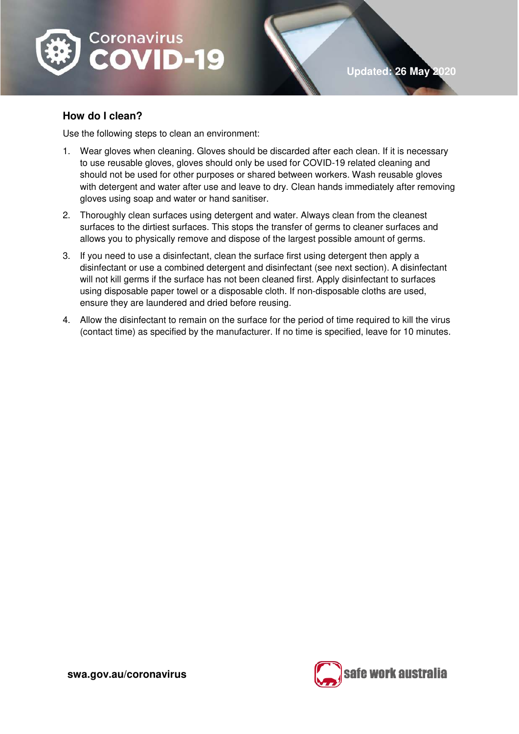## How do I clean?

Use the following steps to clean an environment:

1. Wear gloves when cleaning. Gloves should be discarded after each clean. If it is necessary to use reusable gloves, gloves should only be used for COVID-19 related cleaning and should not be used for other purposes or shared between workers. Wash reusable gloves with detergent and water after use and leave to dry. Clean hands immediately after removing gloves using soap and water or hand sanitiser.
2. Thoroughly clean surfaces using detergent and water. Always clean from the cleanest surfaces to the dirtiest surfaces. This stops the transfer of germs to cleaner surfaces and allows you to physically remove and dispose of the largest possible amount of germs.
3. If you need to use a disinfectant, clean the surface first using detergent then apply a disinfectant or use a combined detergent and disinfectant (see next section). A disinfectant will not kill germs if the surface has not been cleaned first. Apply disinfectant to surfaces using disposable paper towel or a disposable cloth. If non-disposable cloths are used, ensure they are laundered and dried before reusing.
4. Allow the disinfectant to remain on the surface for the period of time required to kill the virus (contact time) as specified by the manufacturer. If no time is specified, leave for 10 minutes.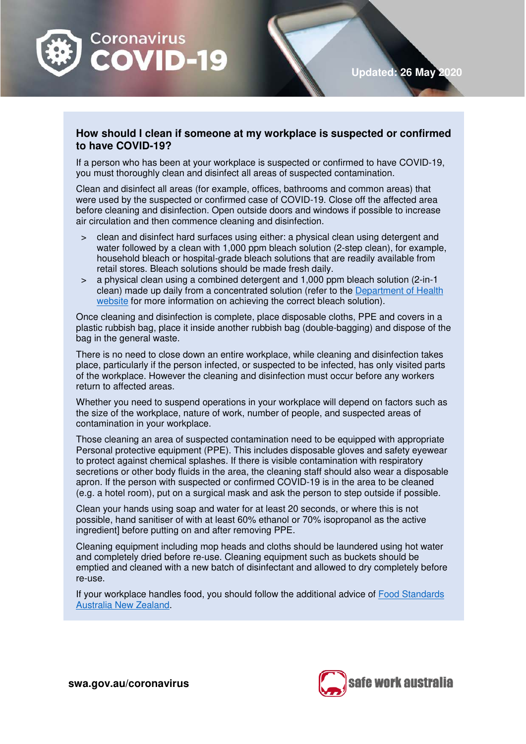## How should I clean if someone at my workplace is suspected or confirmed to have COVID-19?

If a person who has been at your workplace is suspected or confirmed to have COVID-19, you must thoroughly clean and disinfect all areas of suspected contamination.

Clean and disinfect all areas (for example, offices, bathrooms and common areas) that were used by the suspected or confirmed case of COVID-19. Close off the affected area before cleaning and disinfection. Open outside doors and windows if possible to increase air circulation and then commence cleaning and disinfection.

- clean and disinfect hard surfaces using either: a physical clean using detergent and water followed by a clean with 1,000 ppm bleach solution (2-step clean), for example, household bleach or hospital-grade bleach solutions that are readily available from retail stores. Bleach solutions should be made fresh daily.
- a physical clean using a combined detergent and 1,000 ppm bleach solution (2-in-1 clean) made up daily from a concentrated solution (refer to the Department of Health website for more information on achieving the correct bleach solution).

Once cleaning and disinfection is complete, place disposable cloths, PPE and covers in a plastic rubbish bag, place it inside another rubbish bag (double-bagging) and dispose of the bag in the general waste.

There is no need to close down an entire workplace, while cleaning and disinfection takes place, particularly if the person infected, or suspected to be infected, has only visited parts of the workplace. However the cleaning and disinfection must occur before any workers return to affected areas.

Whether you need to suspend operations in your workplace will depend on factors such as the size of the workplace, nature of work, number of people, and suspected areas of contamination in your workplace.

Those cleaning an area of suspected contamination need to be equipped with appropriate Personal protective equipment (PPE). This includes disposable gloves and safety eyewear to protect against chemical splashes. If there is visible contamination with respiratory secretions or other body fluids in the area, the cleaning staff should also wear a disposable apron. If the person with suspected or confirmed COVID-19 is in the area to be cleaned (e.g. a hotel room), put on a surgical mask and ask the person to step outside if possible.

Clean your hands using soap and water for at least 20 seconds, or where this is not possible, hand sanitiser of with at least 60% ethanol or 70% isopropanol as the active ingredient] before putting on and after removing PPE.

Cleaning equipment including mop heads and cloths should be laundered using hot water and completely dried before re-use. Cleaning equipment such as buckets should be emptied and cleaned with a new batch of disinfectant and allowed to dry completely before re-use.

If your workplace handles food, you should follow the additional advice of Food Standards Australia New Zealand.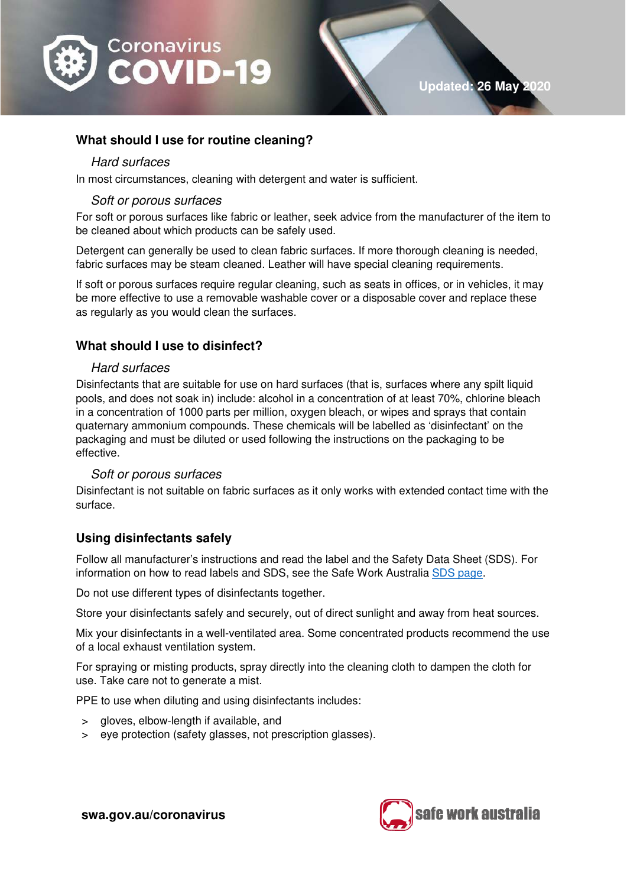## What should I use for routine cleaning?

### *Hard surfaces*

In most circumstances, cleaning with detergent and water is sufficient.

### *Soft or porous surfaces*

For soft or porous surfaces like fabric or leather, seek advice from the manufacturer of the item to be cleaned about which products can be safely used.

Detergent can generally be used to clean fabric surfaces. If more thorough cleaning is needed, fabric surfaces may be steam cleaned. Leather will have special cleaning requirements.

If soft or porous surfaces require regular cleaning, such as seats in offices, or in vehicles, it may be more effective to use a removable washable cover or a disposable cover and replace these as regularly as you would clean the surfaces.

## What should I use to disinfect?

### *Hard surfaces*

Disinfectants that are suitable for use on hard surfaces (that is, surfaces where any spilt liquid pools, and does not soak in) include: alcohol in a concentration of at least 70%, chlorine bleach in a concentration of 1000 parts per million, oxygen bleach, or wipes and sprays that contain quaternary ammonium compounds. These chemicals will be labelled as 'disinfectant' on the packaging and must be diluted or used following the instructions on the packaging to be effective.

### *Soft or porous surfaces*

Disinfectant is not suitable on fabric surfaces as it only works with extended contact time with the surface.

## Using disinfectants safely

Follow all manufacturer's instructions and read the label and the Safety Data Sheet (SDS). For information on how to read labels and SDS, see the Safe Work Australia [SDS page](SDS page).

Do not use different types of disinfectants together.

Store your disinfectants safely and securely, out of direct sunlight and away from heat sources.

Mix your disinfectants in a well-ventilated area. Some concentrated products recommend the use of a local exhaust ventilation system.

For spraying or misting products, spray directly into the cleaning cloth to dampen the cloth for use. Take care not to generate a mist.

PPE to use when diluting and using disinfectants includes:

- gloves, elbow-length if available, and
- eye protection (safety glasses, not prescription glasses).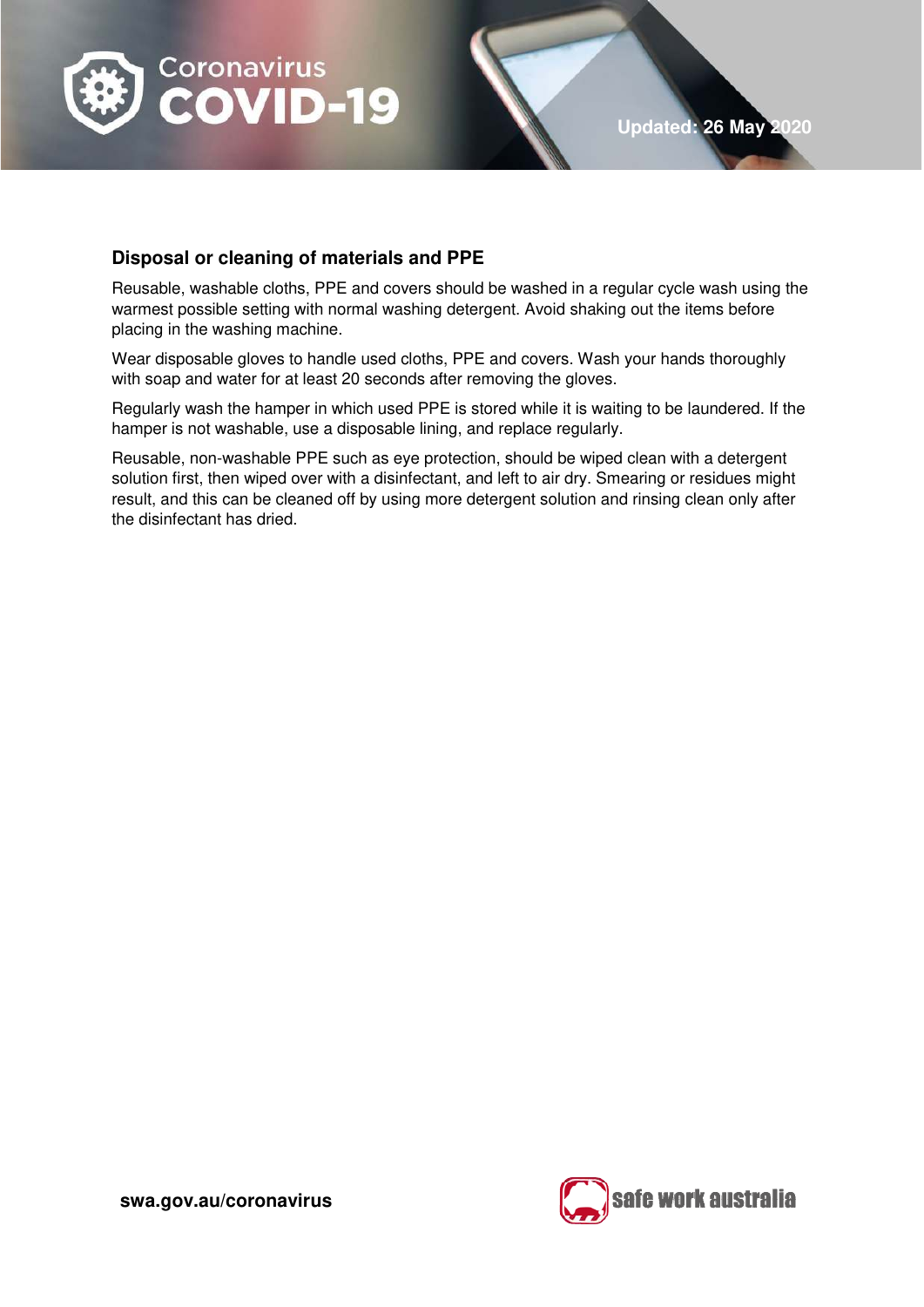## Disposal or cleaning of materials and PPE

Reusable, washable cloths, PPE and covers should be washed in a regular cycle wash using the warmest possible setting with normal washing detergent. Avoid shaking out the items before placing in the washing machine.

Wear disposable gloves to handle used cloths, PPE and covers. Wash your hands thoroughly with soap and water for at least 20 seconds after removing the gloves.

Regularly wash the hamper in which used PPE is stored while it is waiting to be laundered. If the hamper is not washable, use a disposable lining, and replace regularly.

Reusable, non-washable PPE such as eye protection, should be wiped clean with a detergent solution first, then wiped over with a disinfectant, and left to air dry. Smearing or residues might result, and this can be cleaned off by using more detergent solution and rinsing clean only after the disinfectant has dried.